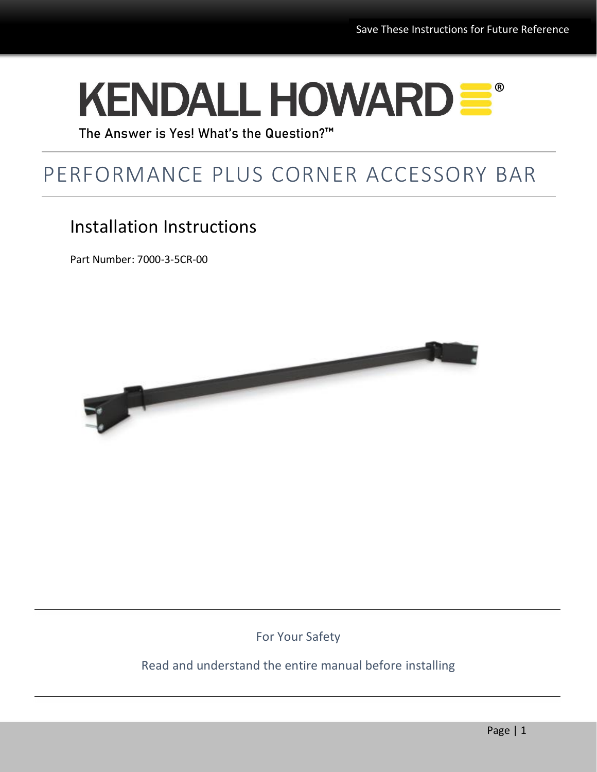Save These Instructions for Future Reference

# KENDALL HOWARD®

The Answer is Yes! What's the Question?™

# PERFORMANCE PLUS CORNER ACCESSORY BAR

## Installation Instructions

Part Number: 7000-3-5CR-00

For Your Safety

Read and understand the entire manual before installing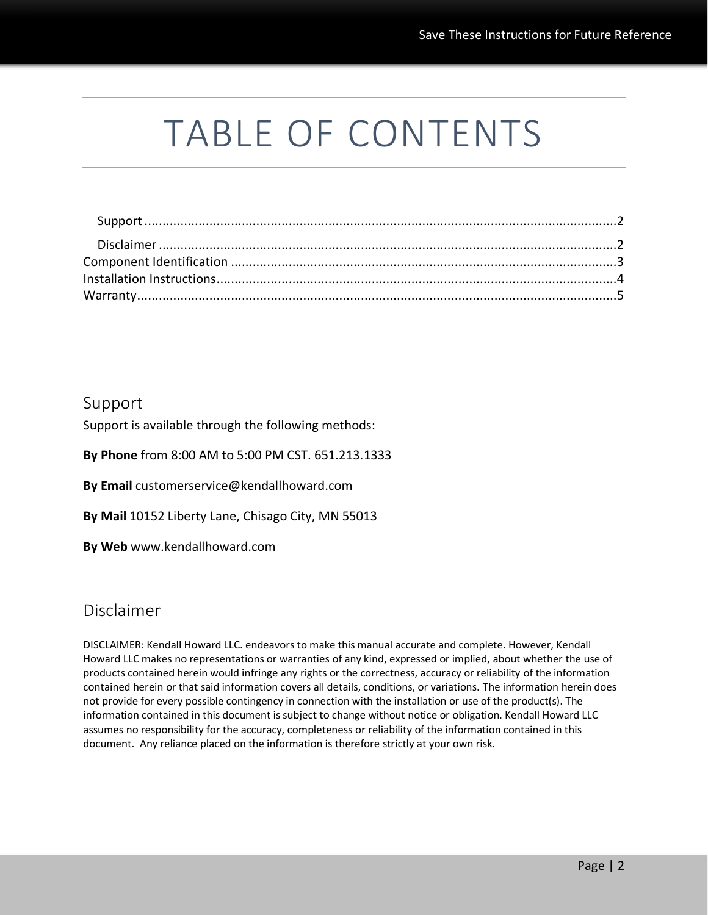# TABLE OF CONTENTS

- Support ........................................................................................................................2
- Disclaimer ....................................................................................................................2
- Component Identification ............................................................................................3
- Installation Instructions................................................................................................4
- Warranty.......................................................................................................................5

## Support

Support is available through the following methods:

**By Phone** from 8:00 AM to 5:00 PM CST. 651.213.1333

**By Email** customerservice@kendallhoward.com

**By Mail** 10152 Liberty Lane, Chisago City, MN 55013

**By Web** www.kendallhoward.com

## Disclaimer

DISCLAIMER: Kendall Howard LLC. endeavors to make this manual accurate and complete. However, Kendall Howard LLC makes no representations or warranties of any kind, expressed or implied, about whether the use of products contained herein would infringe any rights or the correctness, accuracy or reliability of the information contained herein or that said information covers all details, conditions, or variations. The information herein does not provide for every possible contingency in connection with the installation or use of the product(s). The information contained in this document is subject to change without notice or obligation. Kendall Howard LLC assumes no responsibility for the accuracy, completeness or reliability of the information contained in this document. Any reliance placed on the information is therefore strictly at your own risk.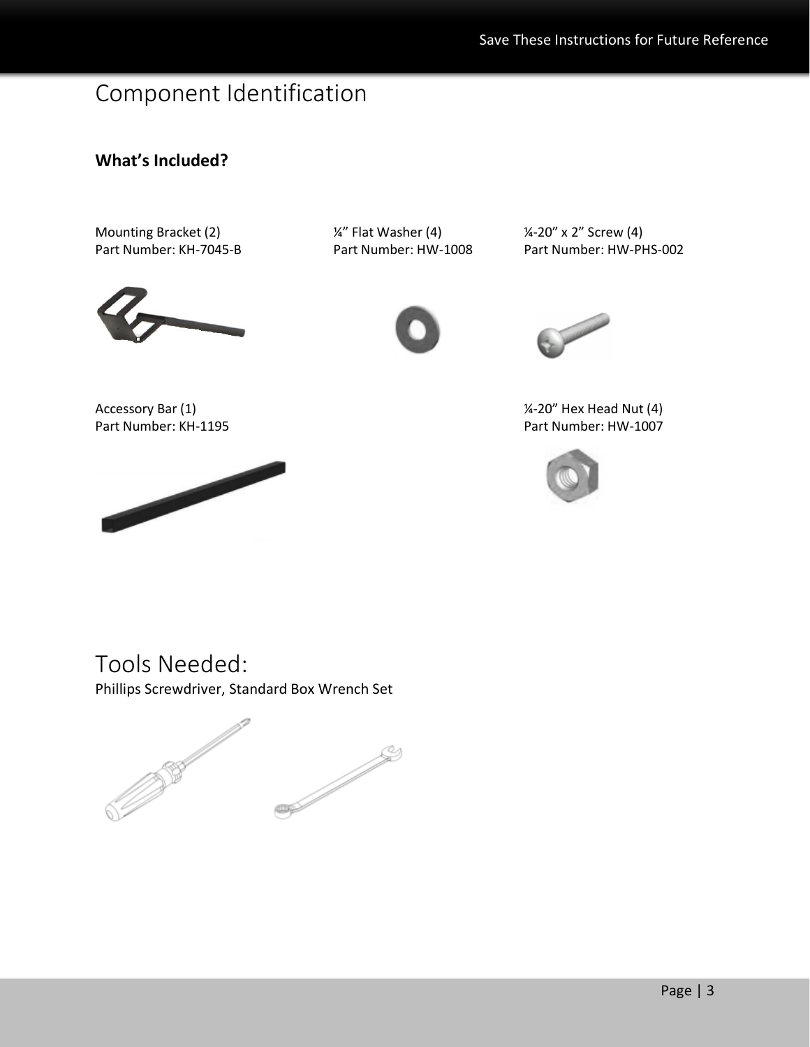# Component Identification

**What's Included?**

Mounting Bracket (2)
Part Number: KH-7045-B

¼" Flat Washer (4)
Part Number: HW-1008

¼-20" x 2" Screw (4)
Part Number: HW-PHS-002

Accessory Bar (1)
Part Number: KH-1195

¼-20" Hex Head Nut (4)
Part Number: HW-1007

# Tools Needed:

Phillips Screwdriver, Standard Box Wrench Set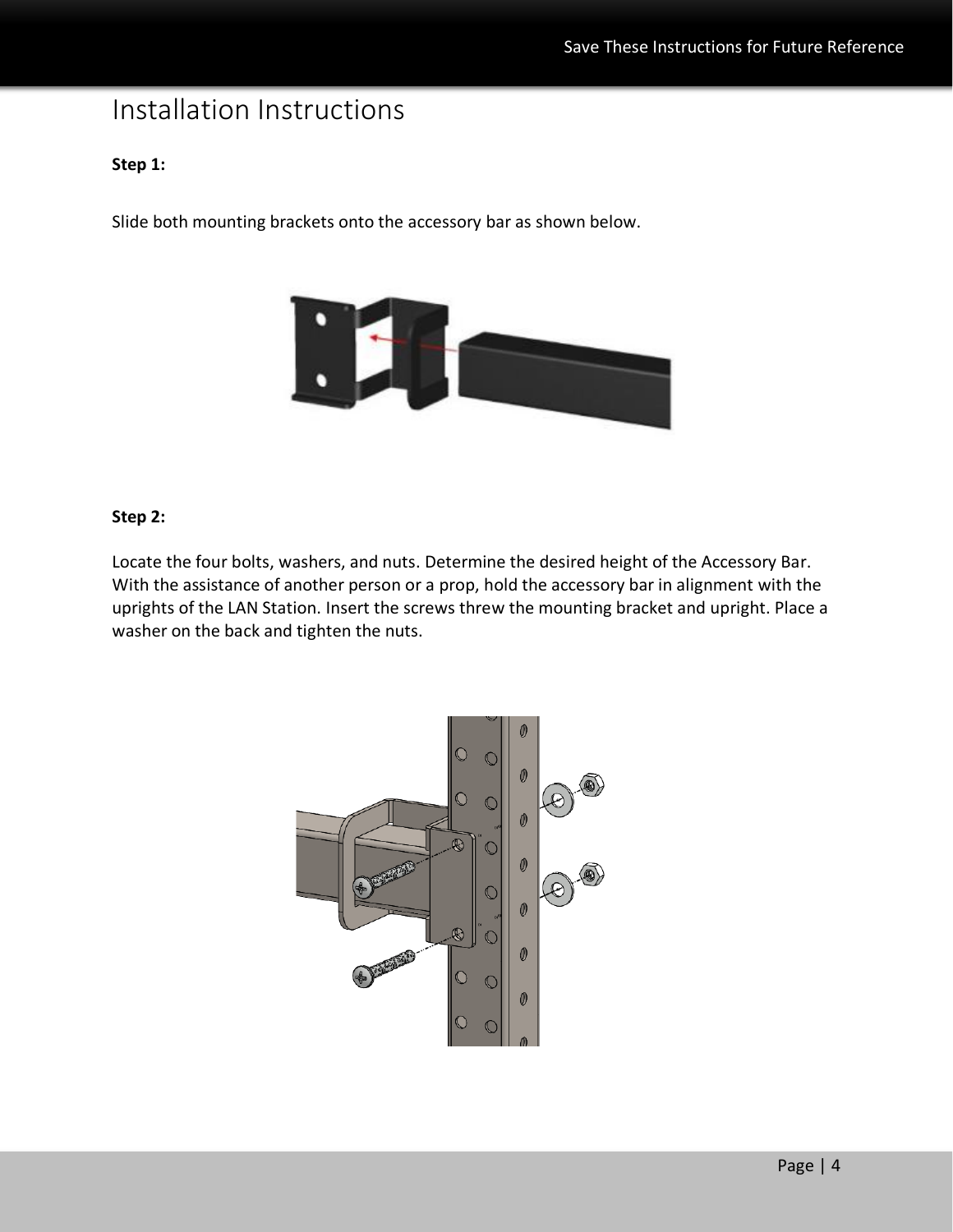# Installation Instructions

**Step 1:**

Slide both mounting brackets onto the accessory bar as shown below.

**Step 2:**

Locate the four bolts, washers, and nuts. Determine the desired height of the Accessory Bar. With the assistance of another person or a prop, hold the accessory bar in alignment with the uprights of the LAN Station. Insert the screws threw the mounting bracket and upright. Place a washer on the back and tighten the nuts.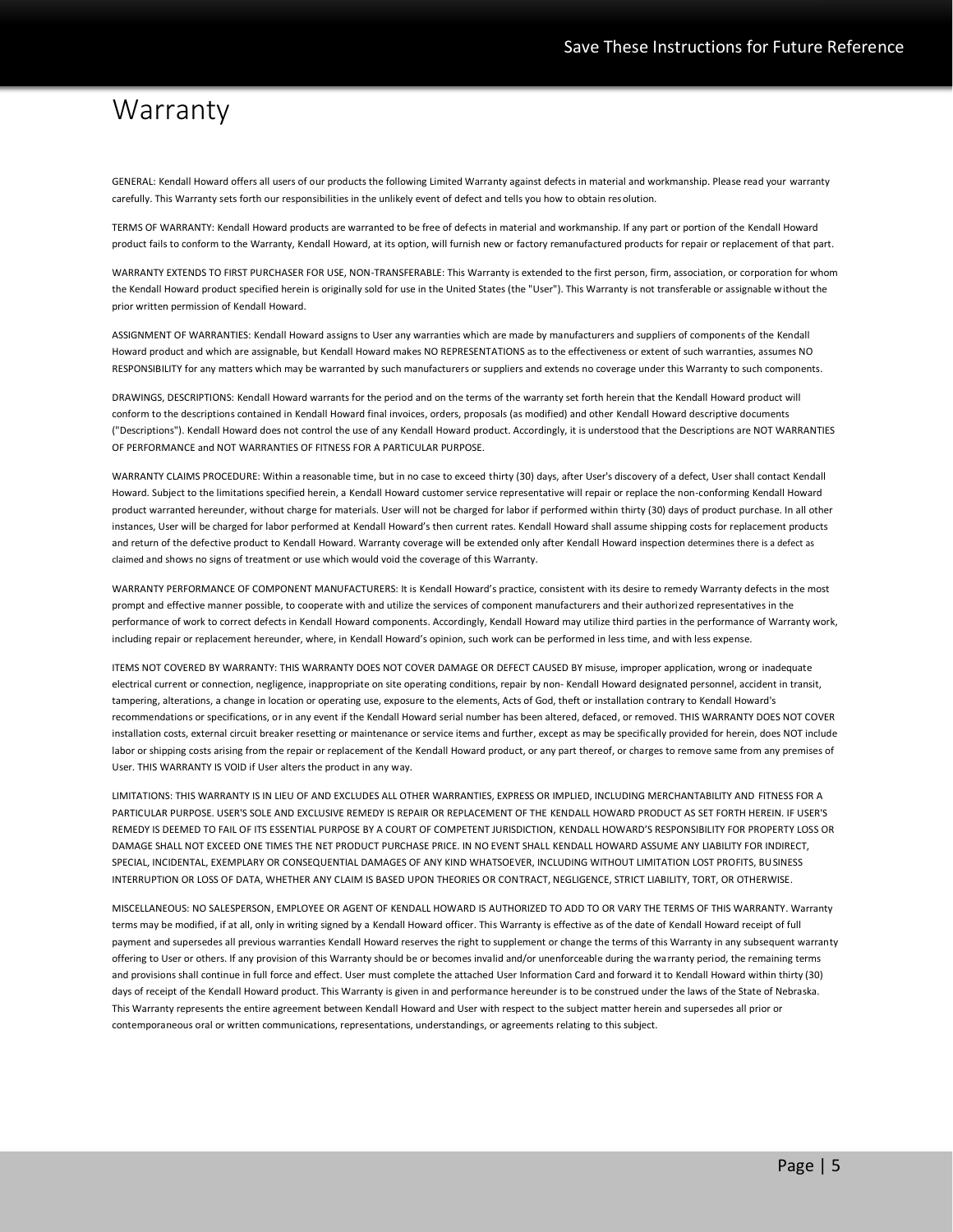# Warranty

GENERAL: Kendall Howard offers all users of our products the following Limited Warranty against defects in material and workmanship. Please read your warranty carefully. This Warranty sets forth our responsibilities in the unlikely event of defect and tells you how to obtain resolution.

TERMS OF WARRANTY: Kendall Howard products are warranted to be free of defects in material and workmanship. If any part or portion of the Kendall Howard product fails to conform to the Warranty, Kendall Howard, at its option, will furnish new or factory remanufactured products for repair or replacement of that part.

WARRANTY EXTENDS TO FIRST PURCHASER FOR USE, NON-TRANSFERABLE: This Warranty is extended to the first person, firm, association, or corporation for whom the Kendall Howard product specified herein is originally sold for use in the United States (the "User"). This Warranty is not transferable or assignable without the prior written permission of Kendall Howard.

ASSIGNMENT OF WARRANTIES: Kendall Howard assigns to User any warranties which are made by manufacturers and suppliers of components of the Kendall Howard product and which are assignable, but Kendall Howard makes NO REPRESENTATIONS as to the effectiveness or extent of such warranties, assumes NO RESPONSIBILITY for any matters which may be warranted by such manufacturers or suppliers and extends no coverage under this Warranty to such components.

DRAWINGS, DESCRIPTIONS: Kendall Howard warrants for the period and on the terms of the warranty set forth herein that the Kendall Howard product will conform to the descriptions contained in Kendall Howard final invoices, orders, proposals (as modified) and other Kendall Howard descriptive documents ("Descriptions"). Kendall Howard does not control the use of any Kendall Howard product. Accordingly, it is understood that the Descriptions are NOT WARRANTIES OF PERFORMANCE and NOT WARRANTIES OF FITNESS FOR A PARTICULAR PURPOSE.

WARRANTY CLAIMS PROCEDURE: Within a reasonable time, but in no case to exceed thirty (30) days, after User's discovery of a defect, User shall contact Kendall Howard. Subject to the limitations specified herein, a Kendall Howard customer service representative will repair or replace the non-conforming Kendall Howard product warranted hereunder, without charge for materials. User will not be charged for labor if performed within thirty (30) days of product purchase. In all other instances, User will be charged for labor performed at Kendall Howard's then current rates. Kendall Howard shall assume shipping costs for replacement products and return of the defective product to Kendall Howard. Warranty coverage will be extended only after Kendall Howard inspection determines there is a defect as claimed and shows no signs of treatment or use which would void the coverage of this Warranty.

WARRANTY PERFORMANCE OF COMPONENT MANUFACTURERS: It is Kendall Howard's practice, consistent with its desire to remedy Warranty defects in the most prompt and effective manner possible, to cooperate with and utilize the services of component manufacturers and their authorized representatives in the performance of work to correct defects in Kendall Howard components. Accordingly, Kendall Howard may utilize third parties in the performance of Warranty work, including repair or replacement hereunder, where, in Kendall Howard's opinion, such work can be performed in less time, and with less expense.

ITEMS NOT COVERED BY WARRANTY: THIS WARRANTY DOES NOT COVER DAMAGE OR DEFECT CAUSED BY misuse, improper application, wrong or inadequate electrical current or connection, negligence, inappropriate on site operating conditions, repair by non- Kendall Howard designated personnel, accident in transit, tampering, alterations, a change in location or operating use, exposure to the elements, Acts of God, theft or installation contrary to Kendall Howard's recommendations or specifications, or in any event if the Kendall Howard serial number has been altered, defaced, or removed. THIS WARRANTY DOES NOT COVER installation costs, external circuit breaker resetting or maintenance or service items and further, except as may be specifically provided for herein, does NOT include labor or shipping costs arising from the repair or replacement of the Kendall Howard product, or any part thereof, or charges to remove same from any premises of User. THIS WARRANTY IS VOID if User alters the product in any way.

LIMITATIONS: THIS WARRANTY IS IN LIEU OF AND EXCLUDES ALL OTHER WARRANTIES, EXPRESS OR IMPLIED, INCLUDING MERCHANTABILITY AND FITNESS FOR A PARTICULAR PURPOSE. USER'S SOLE AND EXCLUSIVE REMEDY IS REPAIR OR REPLACEMENT OF THE KENDALL HOWARD PRODUCT AS SET FORTH HEREIN. IF USER'S REMEDY IS DEEMED TO FAIL OF ITS ESSENTIAL PURPOSE BY A COURT OF COMPETENT JURISDICTION, KENDALL HOWARD'S RESPONSIBILITY FOR PROPERTY LOSS OR DAMAGE SHALL NOT EXCEED ONE TIMES THE NET PRODUCT PURCHASE PRICE. IN NO EVENT SHALL KENDALL HOWARD ASSUME ANY LIABILITY FOR INDIRECT, SPECIAL, INCIDENTAL, EXEMPLARY OR CONSEQUENTIAL DAMAGES OF ANY KIND WHATSOEVER, INCLUDING WITHOUT LIMITATION LOST PROFITS, BUSINESS INTERRUPTION OR LOSS OF DATA, WHETHER ANY CLAIM IS BASED UPON THEORIES OR CONTRACT, NEGLIGENCE, STRICT LIABILITY, TORT, OR OTHERWISE.

MISCELLANEOUS: NO SALESPERSON, EMPLOYEE OR AGENT OF KENDALL HOWARD IS AUTHORIZED TO ADD TO OR VARY THE TERMS OF THIS WARRANTY. Warranty terms may be modified, if at all, only in writing signed by a Kendall Howard officer. This Warranty is effective as of the date of Kendall Howard receipt of full payment and supersedes all previous warranties Kendall Howard reserves the right to supplement or change the terms of this Warranty in any subsequent warranty offering to User or others. If any provision of this Warranty should be or becomes invalid and/or unenforceable during the warranty period, the remaining terms and provisions shall continue in full force and effect. User must complete the attached User Information Card and forward it to Kendall Howard within thirty (30) days of receipt of the Kendall Howard product. This Warranty is given in and performance hereunder is to be construed under the laws of the State of Nebraska. This Warranty represents the entire agreement between Kendall Howard and User with respect to the subject matter herein and supersedes all prior or contemporaneous oral or written communications, representations, understandings, or agreements relating to this subject.